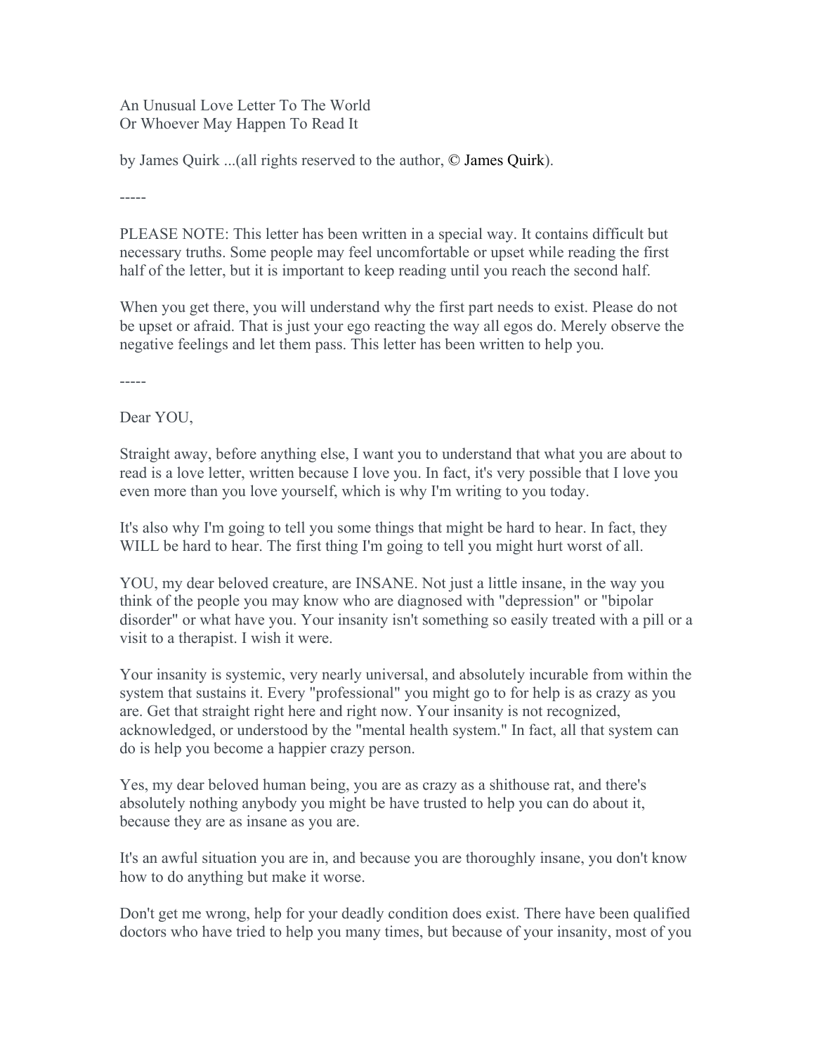An Unusual Love Letter To The World
Or Whoever May Happen To Read It

by James Quirk ...(all rights reserved to the author, © James Quirk).

-----

PLEASE NOTE: This letter has been written in a special way. It contains difficult but necessary truths. Some people may feel uncomfortable or upset while reading the first half of the letter, but it is important to keep reading until you reach the second half.

When you get there, you will understand why the first part needs to exist. Please do not be upset or afraid. That is just your ego reacting the way all egos do. Merely observe the negative feelings and let them pass. This letter has been written to help you.

-----

Dear YOU,

Straight away, before anything else, I want you to understand that what you are about to read is a love letter, written because I love you. In fact, it's very possible that I love you even more than you love yourself, which is why I'm writing to you today.

It's also why I'm going to tell you some things that might be hard to hear. In fact, they WILL be hard to hear. The first thing I'm going to tell you might hurt worst of all.

YOU, my dear beloved creature, are INSANE. Not just a little insane, in the way you think of the people you may know who are diagnosed with "depression" or "bipolar disorder" or what have you. Your insanity isn't something so easily treated with a pill or a visit to a therapist. I wish it were.

Your insanity is systemic, very nearly universal, and absolutely incurable from within the system that sustains it. Every "professional" you might go to for help is as crazy as you are. Get that straight right here and right now. Your insanity is not recognized, acknowledged, or understood by the "mental health system." In fact, all that system can do is help you become a happier crazy person.

Yes, my dear beloved human being, you are as crazy as a shithouse rat, and there's absolutely nothing anybody you might be have trusted to help you can do about it, because they are as insane as you are.

It's an awful situation you are in, and because you are thoroughly insane, you don't know how to do anything but make it worse.

Don't get me wrong, help for your deadly condition does exist. There have been qualified doctors who have tried to help you many times, but because of your insanity, most of you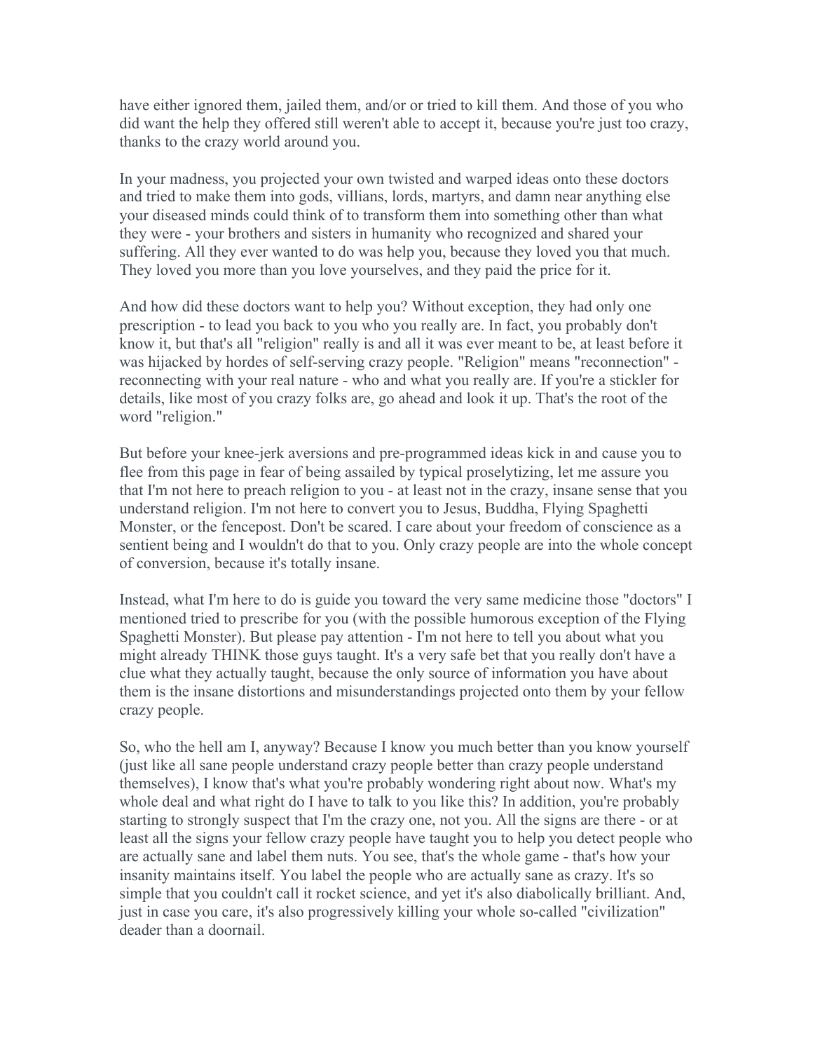have either ignored them, jailed them, and/or or tried to kill them. And those of you who did want the help they offered still weren't able to accept it, because you're just too crazy, thanks to the crazy world around you.

In your madness, you projected your own twisted and warped ideas onto these doctors and tried to make them into gods, villians, lords, martyrs, and damn near anything else your diseased minds could think of to transform them into something other than what they were - your brothers and sisters in humanity who recognized and shared your suffering. All they ever wanted to do was help you, because they loved you that much. They loved you more than you love yourselves, and they paid the price for it.

And how did these doctors want to help you? Without exception, they had only one prescription - to lead you back to you who you really are. In fact, you probably don't know it, but that's all "religion" really is and all it was ever meant to be, at least before it was hijacked by hordes of self-serving crazy people. "Religion" means "reconnection" - reconnecting with your real nature - who and what you really are. If you're a stickler for details, like most of you crazy folks are, go ahead and look it up. That's the root of the word "religion."

But before your knee-jerk aversions and pre-programmed ideas kick in and cause you to flee from this page in fear of being assailed by typical proselytizing, let me assure you that I'm not here to preach religion to you - at least not in the crazy, insane sense that you understand religion. I'm not here to convert you to Jesus, Buddha, Flying Spaghetti Monster, or the fencepost. Don't be scared. I care about your freedom of conscience as a sentient being and I wouldn't do that to you. Only crazy people are into the whole concept of conversion, because it's totally insane.

Instead, what I'm here to do is guide you toward the very same medicine those "doctors" I mentioned tried to prescribe for you (with the possible humorous exception of the Flying Spaghetti Monster). But please pay attention - I'm not here to tell you about what you might already THINK those guys taught. It's a very safe bet that you really don't have a clue what they actually taught, because the only source of information you have about them is the insane distortions and misunderstandings projected onto them by your fellow crazy people.

So, who the hell am I, anyway? Because I know you much better than you know yourself (just like all sane people understand crazy people better than crazy people understand themselves), I know that's what you're probably wondering right about now. What's my whole deal and what right do I have to talk to you like this? In addition, you're probably starting to strongly suspect that I'm the crazy one, not you. All the signs are there - or at least all the signs your fellow crazy people have taught you to help you detect people who are actually sane and label them nuts. You see, that's the whole game - that's how your insanity maintains itself. You label the people who are actually sane as crazy. It's so simple that you couldn't call it rocket science, and yet it's also diabolically brilliant. And, just in case you care, it's also progressively killing your whole so-called "civilization" deader than a doornail.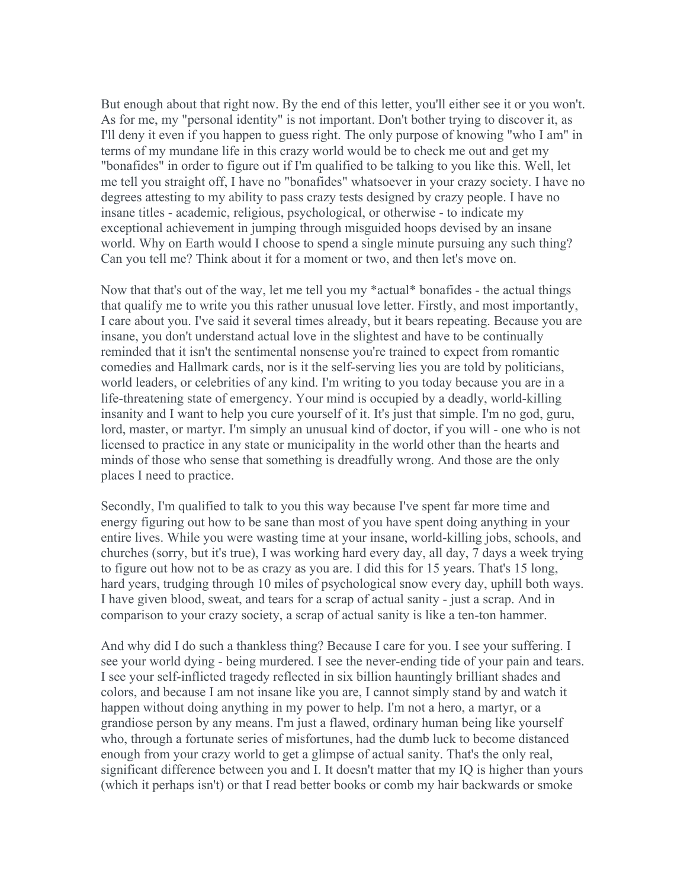But enough about that right now. By the end of this letter, you'll either see it or you won't. As for me, my "personal identity" is not important. Don't bother trying to discover it, as I'll deny it even if you happen to guess right. The only purpose of knowing "who I am" in terms of my mundane life in this crazy world would be to check me out and get my "bonafides" in order to figure out if I'm qualified to be talking to you like this. Well, let me tell you straight off, I have no "bonafides" whatsoever in your crazy society. I have no degrees attesting to my ability to pass crazy tests designed by crazy people. I have no insane titles - academic, religious, psychological, or otherwise - to indicate my exceptional achievement in jumping through misguided hoops devised by an insane world. Why on Earth would I choose to spend a single minute pursuing any such thing? Can you tell me? Think about it for a moment or two, and then let's move on.

Now that that's out of the way, let me tell you my *actual* bonafides - the actual things that qualify me to write you this rather unusual love letter. Firstly, and most importantly, I care about you. I've said it several times already, but it bears repeating. Because you are insane, you don't understand actual love in the slightest and have to be continually reminded that it isn't the sentimental nonsense you're trained to expect from romantic comedies and Hallmark cards, nor is it the self-serving lies you are told by politicians, world leaders, or celebrities of any kind. I'm writing to you today because you are in a life-threatening state of emergency. Your mind is occupied by a deadly, world-killing insanity and I want to help you cure yourself of it. It's just that simple. I'm no god, guru, lord, master, or martyr. I'm simply an unusual kind of doctor, if you will - one who is not licensed to practice in any state or municipality in the world other than the hearts and minds of those who sense that something is dreadfully wrong. And those are the only places I need to practice.

Secondly, I'm qualified to talk to you this way because I've spent far more time and energy figuring out how to be sane than most of you have spent doing anything in your entire lives. While you were wasting time at your insane, world-killing jobs, schools, and churches (sorry, but it's true), I was working hard every day, all day, 7 days a week trying to figure out how not to be as crazy as you are. I did this for 15 years. That's 15 long, hard years, trudging through 10 miles of psychological snow every day, uphill both ways. I have given blood, sweat, and tears for a scrap of actual sanity - just a scrap. And in comparison to your crazy society, a scrap of actual sanity is like a ten-ton hammer.

And why did I do such a thankless thing? Because I care for you. I see your suffering. I see your world dying - being murdered. I see the never-ending tide of your pain and tears. I see your self-inflicted tragedy reflected in six billion hauntingly brilliant shades and colors, and because I am not insane like you are, I cannot simply stand by and watch it happen without doing anything in my power to help. I'm not a hero, a martyr, or a grandiose person by any means. I'm just a flawed, ordinary human being like yourself who, through a fortunate series of misfortunes, had the dumb luck to become distanced enough from your crazy world to get a glimpse of actual sanity. That's the only real, significant difference between you and I. It doesn't matter that my IQ is higher than yours (which it perhaps isn't) or that I read better books or comb my hair backwards or smoke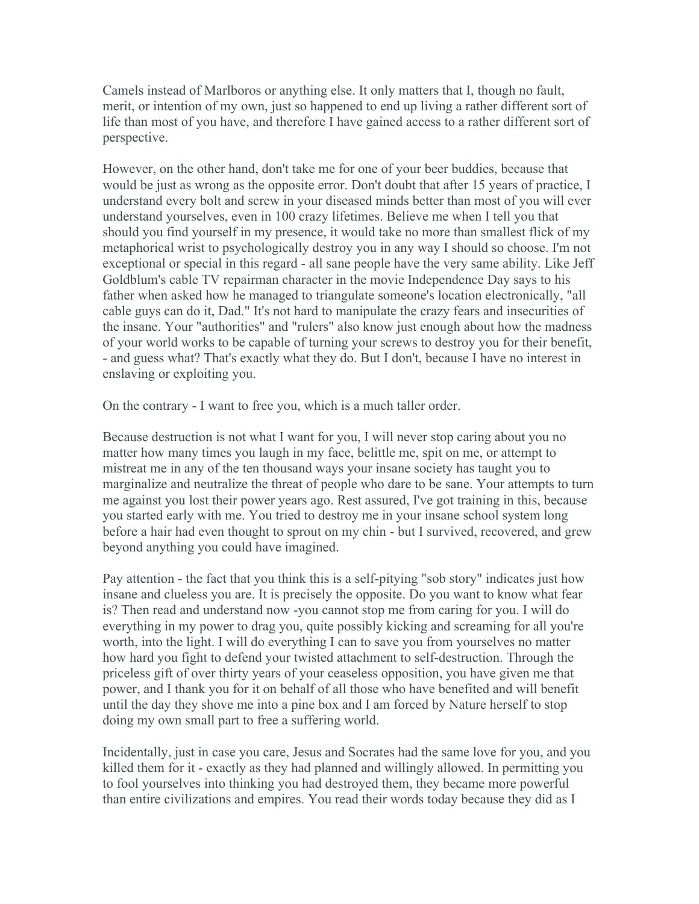Camels instead of Marlboros or anything else. It only matters that I, though no fault, merit, or intention of my own, just so happened to end up living a rather different sort of life than most of you have, and therefore I have gained access to a rather different sort of perspective.

However, on the other hand, don't take me for one of your beer buddies, because that would be just as wrong as the opposite error. Don't doubt that after 15 years of practice, I understand every bolt and screw in your diseased minds better than most of you will ever understand yourselves, even in 100 crazy lifetimes. Believe me when I tell you that should you find yourself in my presence, it would take no more than smallest flick of my metaphorical wrist to psychologically destroy you in any way I should so choose. I'm not exceptional or special in this regard - all sane people have the very same ability. Like Jeff Goldblum's cable TV repairman character in the movie Independence Day says to his father when asked how he managed to triangulate someone's location electronically, "all cable guys can do it, Dad." It's not hard to manipulate the crazy fears and insecurities of the insane. Your "authorities" and "rulers" also know just enough about how the madness of your world works to be capable of turning your screws to destroy you for their benefit, - and guess what? That's exactly what they do. But I don't, because I have no interest in enslaving or exploiting you.

On the contrary - I want to free you, which is a much taller order.

Because destruction is not what I want for you, I will never stop caring about you no matter how many times you laugh in my face, belittle me, spit on me, or attempt to mistreat me in any of the ten thousand ways your insane society has taught you to marginalize and neutralize the threat of people who dare to be sane. Your attempts to turn me against you lost their power years ago. Rest assured, I've got training in this, because you started early with me. You tried to destroy me in your insane school system long before a hair had even thought to sprout on my chin - but I survived, recovered, and grew beyond anything you could have imagined.

Pay attention - the fact that you think this is a self-pitying "sob story" indicates just how insane and clueless you are. It is precisely the opposite. Do you want to know what fear is? Then read and understand now -you cannot stop me from caring for you. I will do everything in my power to drag you, quite possibly kicking and screaming for all you're worth, into the light. I will do everything I can to save you from yourselves no matter how hard you fight to defend your twisted attachment to self-destruction. Through the priceless gift of over thirty years of your ceaseless opposition, you have given me that power, and I thank you for it on behalf of all those who have benefited and will benefit until the day they shove me into a pine box and I am forced by Nature herself to stop doing my own small part to free a suffering world.

Incidentally, just in case you care, Jesus and Socrates had the same love for you, and you killed them for it - exactly as they had planned and willingly allowed. In permitting you to fool yourselves into thinking you had destroyed them, they became more powerful than entire civilizations and empires. You read their words today because they did as I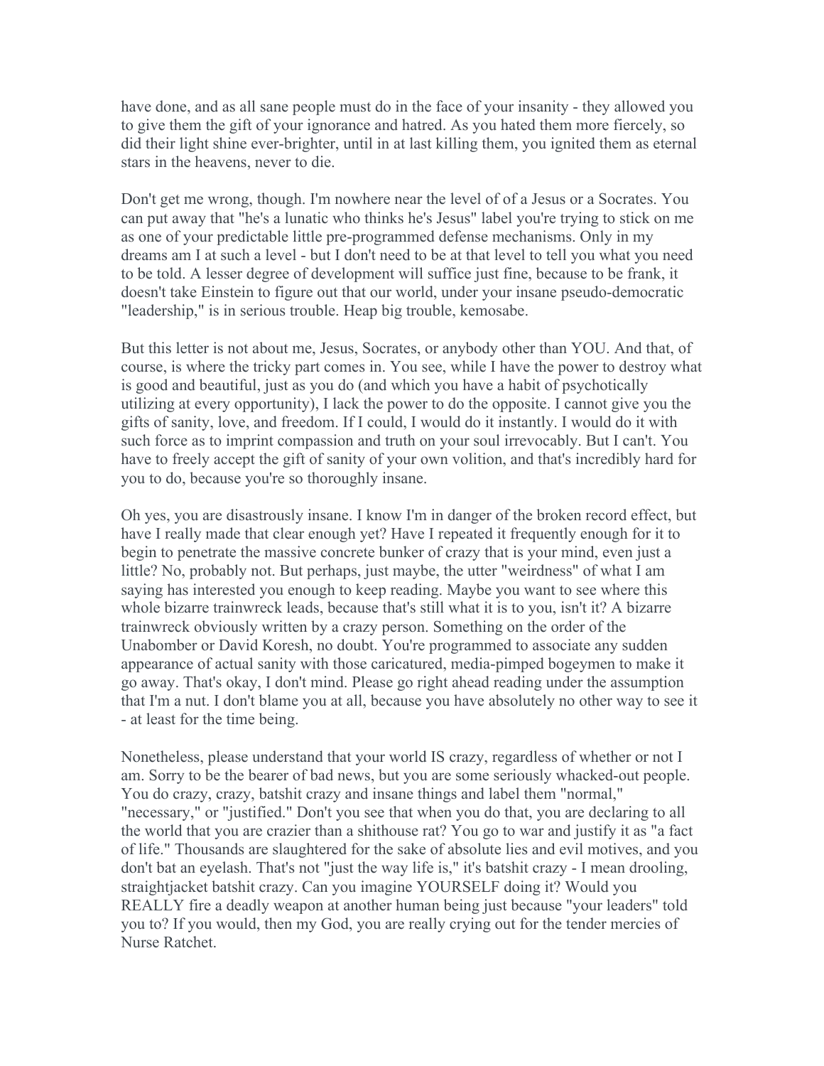have done, and as all sane people must do in the face of your insanity - they allowed you to give them the gift of your ignorance and hatred. As you hated them more fiercely, so did their light shine ever-brighter, until in at last killing them, you ignited them as eternal stars in the heavens, never to die.

Don't get me wrong, though. I'm nowhere near the level of of a Jesus or a Socrates. You can put away that "he's a lunatic who thinks he's Jesus" label you're trying to stick on me as one of your predictable little pre-programmed defense mechanisms. Only in my dreams am I at such a level - but I don't need to be at that level to tell you what you need to be told. A lesser degree of development will suffice just fine, because to be frank, it doesn't take Einstein to figure out that our world, under your insane pseudo-democratic "leadership," is in serious trouble. Heap big trouble, kemosabe.

But this letter is not about me, Jesus, Socrates, or anybody other than YOU. And that, of course, is where the tricky part comes in. You see, while I have the power to destroy what is good and beautiful, just as you do (and which you have a habit of psychotically utilizing at every opportunity), I lack the power to do the opposite. I cannot give you the gifts of sanity, love, and freedom. If I could, I would do it instantly. I would do it with such force as to imprint compassion and truth on your soul irrevocably. But I can't. You have to freely accept the gift of sanity of your own volition, and that's incredibly hard for you to do, because you're so thoroughly insane.

Oh yes, you are disastrously insane. I know I'm in danger of the broken record effect, but have I really made that clear enough yet? Have I repeated it frequently enough for it to begin to penetrate the massive concrete bunker of crazy that is your mind, even just a little? No, probably not. But perhaps, just maybe, the utter "weirdness" of what I am saying has interested you enough to keep reading. Maybe you want to see where this whole bizarre trainwreck leads, because that's still what it is to you, isn't it? A bizarre trainwreck obviously written by a crazy person. Something on the order of the Unabomber or David Koresh, no doubt. You're programmed to associate any sudden appearance of actual sanity with those caricatured, media-pimped bogeymen to make it go away. That's okay, I don't mind. Please go right ahead reading under the assumption that I'm a nut. I don't blame you at all, because you have absolutely no other way to see it - at least for the time being.

Nonetheless, please understand that your world IS crazy, regardless of whether or not I am. Sorry to be the bearer of bad news, but you are some seriously whacked-out people. You do crazy, crazy, batshit crazy and insane things and label them "normal," "necessary," or "justified." Don't you see that when you do that, you are declaring to all the world that you are crazier than a shithouse rat? You go to war and justify it as "a fact of life." Thousands are slaughtered for the sake of absolute lies and evil motives, and you don't bat an eyelash. That's not "just the way life is," it's batshit crazy - I mean drooling, straightjacket batshit crazy. Can you imagine YOURSELF doing it? Would you REALLY fire a deadly weapon at another human being just because "your leaders" told you to? If you would, then my God, you are really crying out for the tender mercies of Nurse Ratchet.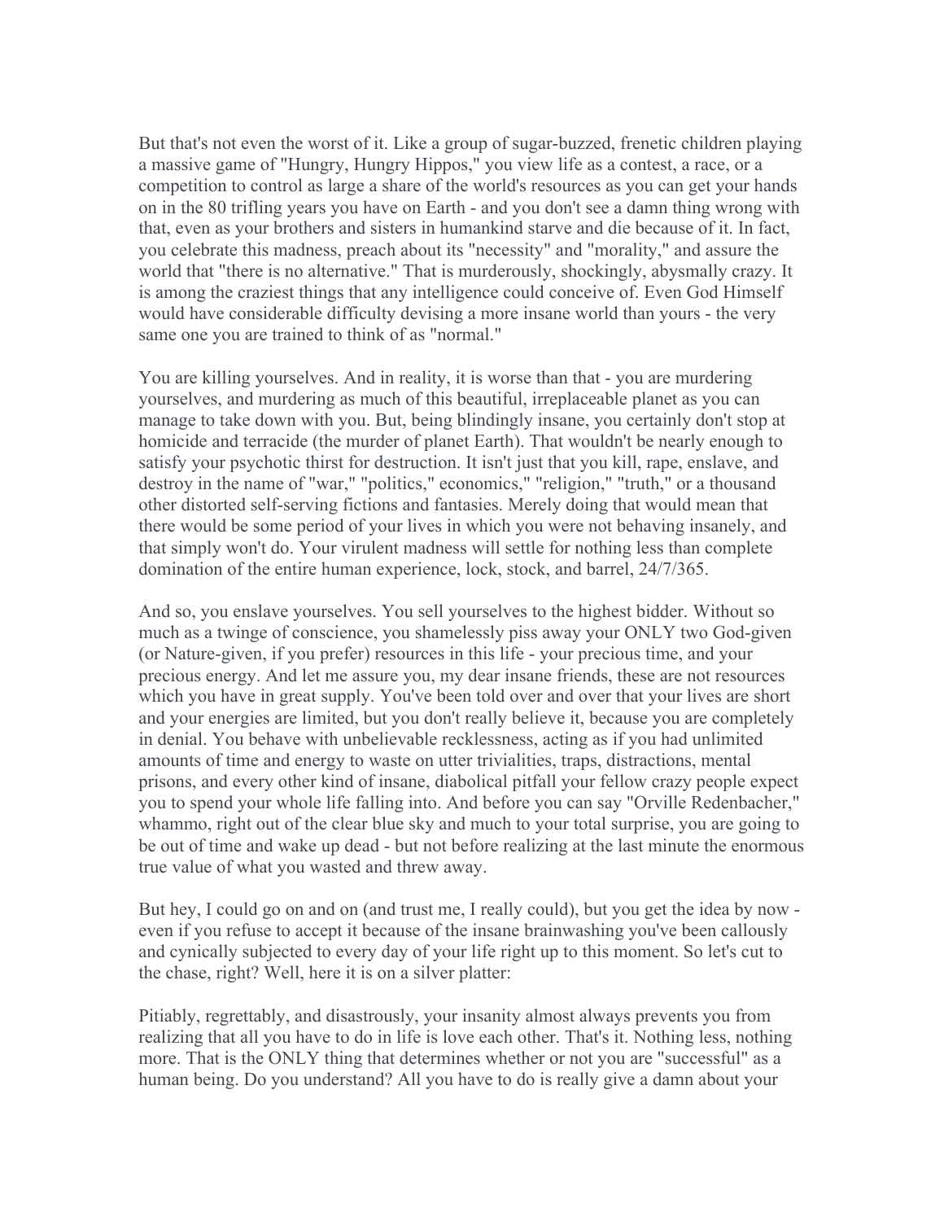But that's not even the worst of it. Like a group of sugar-buzzed, frenetic children playing a massive game of "Hungry, Hungry Hippos," you view life as a contest, a race, or a competition to control as large a share of the world's resources as you can get your hands on in the 80 trifling years you have on Earth - and you don't see a damn thing wrong with that, even as your brothers and sisters in humankind starve and die because of it. In fact, you celebrate this madness, preach about its "necessity" and "morality," and assure the world that "there is no alternative." That is murderously, shockingly, abysmally crazy. It is among the craziest things that any intelligence could conceive of. Even God Himself would have considerable difficulty devising a more insane world than yours - the very same one you are trained to think of as "normal."

You are killing yourselves. And in reality, it is worse than that - you are murdering yourselves, and murdering as much of this beautiful, irreplaceable planet as you can manage to take down with you. But, being blindingly insane, you certainly don't stop at homicide and terracide (the murder of planet Earth). That wouldn't be nearly enough to satisfy your psychotic thirst for destruction. It isn't just that you kill, rape, enslave, and destroy in the name of "war," "politics," economics," "religion," "truth," or a thousand other distorted self-serving fictions and fantasies. Merely doing that would mean that there would be some period of your lives in which you were not behaving insanely, and that simply won't do. Your virulent madness will settle for nothing less than complete domination of the entire human experience, lock, stock, and barrel, 24/7/365.

And so, you enslave yourselves. You sell yourselves to the highest bidder. Without so much as a twinge of conscience, you shamelessly piss away your ONLY two God-given (or Nature-given, if you prefer) resources in this life - your precious time, and your precious energy. And let me assure you, my dear insane friends, these are not resources which you have in great supply. You've been told over and over that your lives are short and your energies are limited, but you don't really believe it, because you are completely in denial. You behave with unbelievable recklessness, acting as if you had unlimited amounts of time and energy to waste on utter trivialities, traps, distractions, mental prisons, and every other kind of insane, diabolical pitfall your fellow crazy people expect you to spend your whole life falling into. And before you can say "Orville Redenbacher," whammo, right out of the clear blue sky and much to your total surprise, you are going to be out of time and wake up dead - but not before realizing at the last minute the enormous true value of what you wasted and threw away.

But hey, I could go on and on (and trust me, I really could), but you get the idea by now - even if you refuse to accept it because of the insane brainwashing you've been callously and cynically subjected to every day of your life right up to this moment. So let's cut to the chase, right? Well, here it is on a silver platter:

Pitiably, regrettably, and disastrously, your insanity almost always prevents you from realizing that all you have to do in life is love each other. That's it. Nothing less, nothing more. That is the ONLY thing that determines whether or not you are "successful" as a human being. Do you understand? All you have to do is really give a damn about your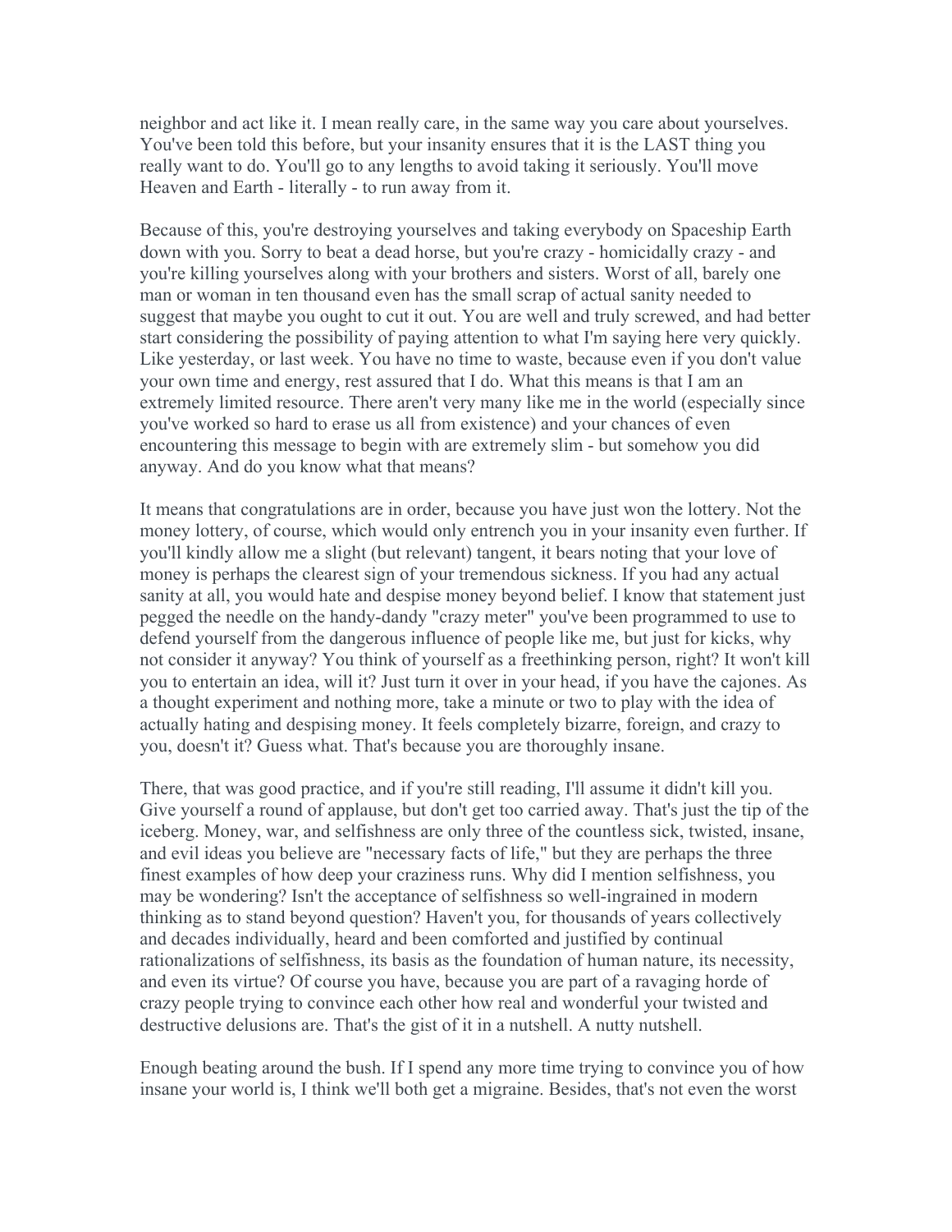neighbor and act like it. I mean really care, in the same way you care about yourselves. You've been told this before, but your insanity ensures that it is the LAST thing you really want to do. You'll go to any lengths to avoid taking it seriously. You'll move Heaven and Earth - literally - to run away from it.

Because of this, you're destroying yourselves and taking everybody on Spaceship Earth down with you. Sorry to beat a dead horse, but you're crazy - homicidally crazy - and you're killing yourselves along with your brothers and sisters. Worst of all, barely one man or woman in ten thousand even has the small scrap of actual sanity needed to suggest that maybe you ought to cut it out. You are well and truly screwed, and had better start considering the possibility of paying attention to what I'm saying here very quickly. Like yesterday, or last week. You have no time to waste, because even if you don't value your own time and energy, rest assured that I do. What this means is that I am an extremely limited resource. There aren't very many like me in the world (especially since you've worked so hard to erase us all from existence) and your chances of even encountering this message to begin with are extremely slim - but somehow you did anyway. And do you know what that means?

It means that congratulations are in order, because you have just won the lottery. Not the money lottery, of course, which would only entrench you in your insanity even further. If you'll kindly allow me a slight (but relevant) tangent, it bears noting that your love of money is perhaps the clearest sign of your tremendous sickness. If you had any actual sanity at all, you would hate and despise money beyond belief. I know that statement just pegged the needle on the handy-dandy "crazy meter" you've been programmed to use to defend yourself from the dangerous influence of people like me, but just for kicks, why not consider it anyway? You think of yourself as a freethinking person, right? It won't kill you to entertain an idea, will it? Just turn it over in your head, if you have the cajones. As a thought experiment and nothing more, take a minute or two to play with the idea of actually hating and despising money. It feels completely bizarre, foreign, and crazy to you, doesn't it? Guess what. That's because you are thoroughly insane.

There, that was good practice, and if you're still reading, I'll assume it didn't kill you. Give yourself a round of applause, but don't get too carried away. That's just the tip of the iceberg. Money, war, and selfishness are only three of the countless sick, twisted, insane, and evil ideas you believe are "necessary facts of life," but they are perhaps the three finest examples of how deep your craziness runs. Why did I mention selfishness, you may be wondering? Isn't the acceptance of selfishness so well-ingrained in modern thinking as to stand beyond question? Haven't you, for thousands of years collectively and decades individually, heard and been comforted and justified by continual rationalizations of selfishness, its basis as the foundation of human nature, its necessity, and even its virtue? Of course you have, because you are part of a ravaging horde of crazy people trying to convince each other how real and wonderful your twisted and destructive delusions are. That's the gist of it in a nutshell. A nutty nutshell.

Enough beating around the bush. If I spend any more time trying to convince you of how insane your world is, I think we'll both get a migraine. Besides, that's not even the worst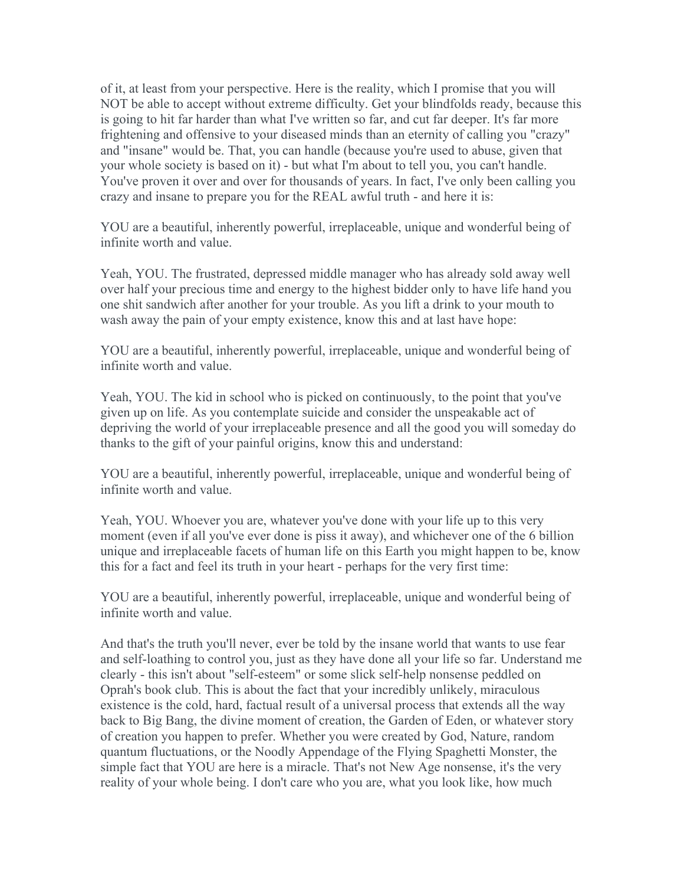of it, at least from your perspective. Here is the reality, which I promise that you will NOT be able to accept without extreme difficulty. Get your blindfolds ready, because this is going to hit far harder than what I've written so far, and cut far deeper. It's far more frightening and offensive to your diseased minds than an eternity of calling you "crazy" and "insane" would be. That, you can handle (because you're used to abuse, given that your whole society is based on it) - but what I'm about to tell you, you can't handle. You've proven it over and over for thousands of years. In fact, I've only been calling you crazy and insane to prepare you for the REAL awful truth - and here it is:

YOU are a beautiful, inherently powerful, irreplaceable, unique and wonderful being of infinite worth and value.

Yeah, YOU. The frustrated, depressed middle manager who has already sold away well over half your precious time and energy to the highest bidder only to have life hand you one shit sandwich after another for your trouble. As you lift a drink to your mouth to wash away the pain of your empty existence, know this and at last have hope:

YOU are a beautiful, inherently powerful, irreplaceable, unique and wonderful being of infinite worth and value.

Yeah, YOU. The kid in school who is picked on continuously, to the point that you've given up on life. As you contemplate suicide and consider the unspeakable act of depriving the world of your irreplaceable presence and all the good you will someday do thanks to the gift of your painful origins, know this and understand:

YOU are a beautiful, inherently powerful, irreplaceable, unique and wonderful being of infinite worth and value.

Yeah, YOU. Whoever you are, whatever you've done with your life up to this very moment (even if all you've ever done is piss it away), and whichever one of the 6 billion unique and irreplaceable facets of human life on this Earth you might happen to be, know this for a fact and feel its truth in your heart - perhaps for the very first time:

YOU are a beautiful, inherently powerful, irreplaceable, unique and wonderful being of infinite worth and value.

And that's the truth you'll never, ever be told by the insane world that wants to use fear and self-loathing to control you, just as they have done all your life so far. Understand me clearly - this isn't about "self-esteem" or some slick self-help nonsense peddled on Oprah's book club. This is about the fact that your incredibly unlikely, miraculous existence is the cold, hard, factual result of a universal process that extends all the way back to Big Bang, the divine moment of creation, the Garden of Eden, or whatever story of creation you happen to prefer. Whether you were created by God, Nature, random quantum fluctuations, or the Noodly Appendage of the Flying Spaghetti Monster, the simple fact that YOU are here is a miracle. That's not New Age nonsense, it's the very reality of your whole being. I don't care who you are, what you look like, how much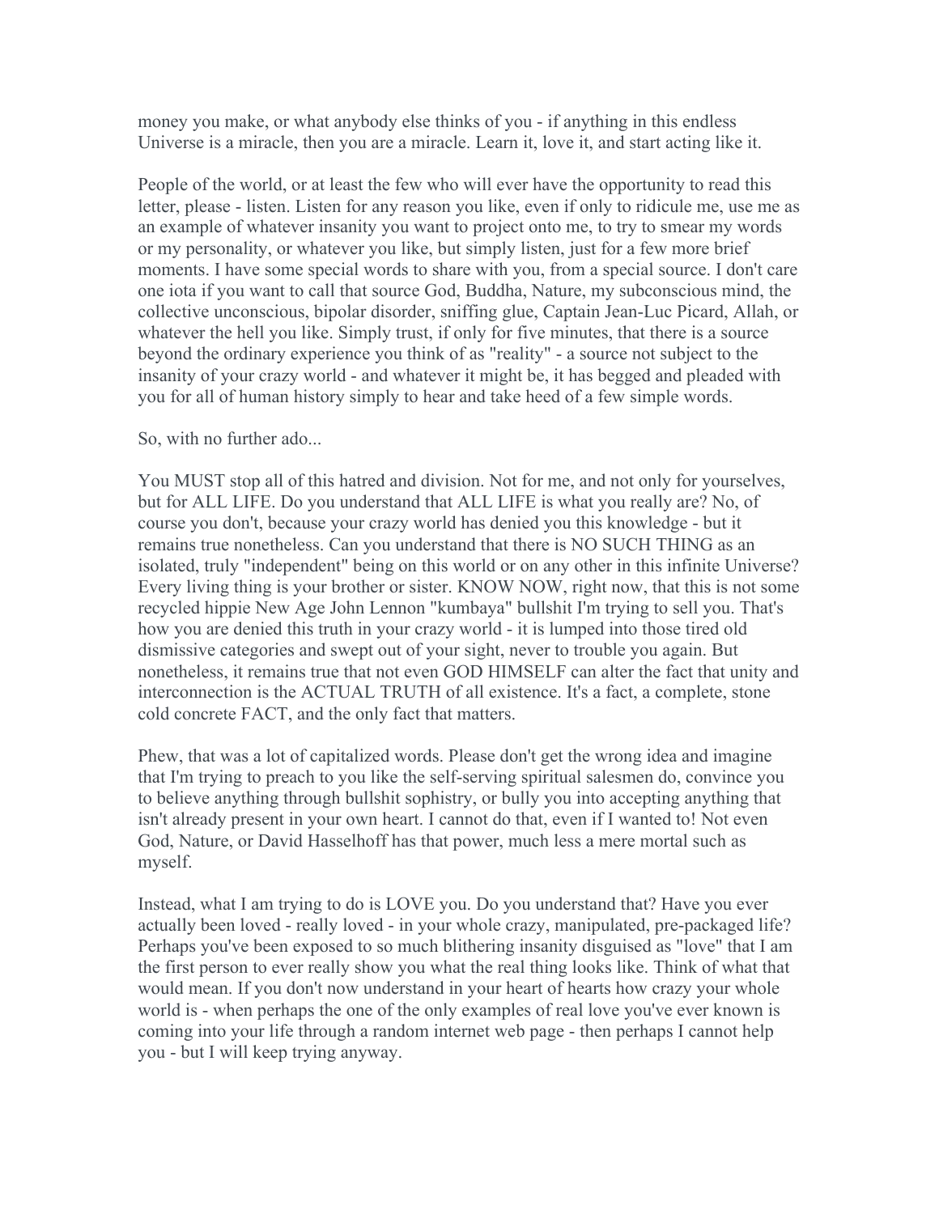money you make, or what anybody else thinks of you - if anything in this endless Universe is a miracle, then you are a miracle. Learn it, love it, and start acting like it.

People of the world, or at least the few who will ever have the opportunity to read this letter, please - listen. Listen for any reason you like, even if only to ridicule me, use me as an example of whatever insanity you want to project onto me, to try to smear my words or my personality, or whatever you like, but simply listen, just for a few more brief moments. I have some special words to share with you, from a special source. I don't care one iota if you want to call that source God, Buddha, Nature, my subconscious mind, the collective unconscious, bipolar disorder, sniffing glue, Captain Jean-Luc Picard, Allah, or whatever the hell you like. Simply trust, if only for five minutes, that there is a source beyond the ordinary experience you think of as "reality" - a source not subject to the insanity of your crazy world - and whatever it might be, it has begged and pleaded with you for all of human history simply to hear and take heed of a few simple words.

So, with no further ado...

You MUST stop all of this hatred and division. Not for me, and not only for yourselves, but for ALL LIFE. Do you understand that ALL LIFE is what you really are? No, of course you don't, because your crazy world has denied you this knowledge - but it remains true nonetheless. Can you understand that there is NO SUCH THING as an isolated, truly "independent" being on this world or on any other in this infinite Universe? Every living thing is your brother or sister. KNOW NOW, right now, that this is not some recycled hippie New Age John Lennon "kumbaya" bullshit I'm trying to sell you. That's how you are denied this truth in your crazy world - it is lumped into those tired old dismissive categories and swept out of your sight, never to trouble you again. But nonetheless, it remains true that not even GOD HIMSELF can alter the fact that unity and interconnection is the ACTUAL TRUTH of all existence. It's a fact, a complete, stone cold concrete FACT, and the only fact that matters.

Phew, that was a lot of capitalized words. Please don't get the wrong idea and imagine that I'm trying to preach to you like the self-serving spiritual salesmen do, convince you to believe anything through bullshit sophistry, or bully you into accepting anything that isn't already present in your own heart. I cannot do that, even if I wanted to! Not even God, Nature, or David Hasselhoff has that power, much less a mere mortal such as myself.

Instead, what I am trying to do is LOVE you. Do you understand that? Have you ever actually been loved - really loved - in your whole crazy, manipulated, pre-packaged life? Perhaps you've been exposed to so much blithering insanity disguised as "love" that I am the first person to ever really show you what the real thing looks like. Think of what that would mean. If you don't now understand in your heart of hearts how crazy your whole world is - when perhaps the one of the only examples of real love you've ever known is coming into your life through a random internet web page - then perhaps I cannot help you - but I will keep trying anyway.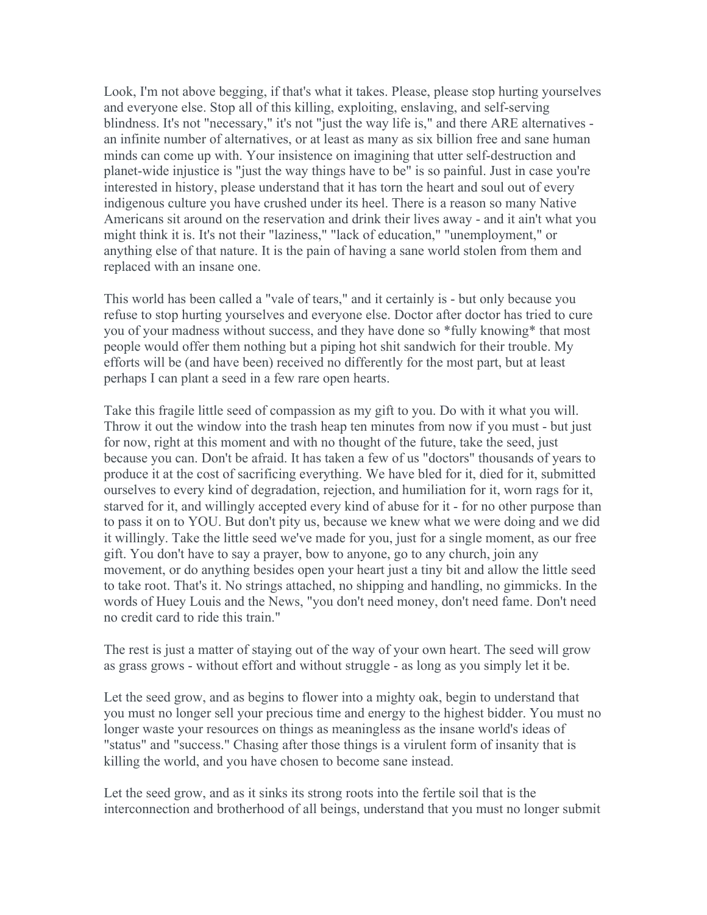Look, I'm not above begging, if that's what it takes. Please, please stop hurting yourselves and everyone else. Stop all of this killing, exploiting, enslaving, and self-serving blindness. It's not "necessary," it's not "just the way life is," and there ARE alternatives - an infinite number of alternatives, or at least as many as six billion free and sane human minds can come up with. Your insistence on imagining that utter self-destruction and planet-wide injustice is "just the way things have to be" is so painful. Just in case you're interested in history, please understand that it has torn the heart and soul out of every indigenous culture you have crushed under its heel. There is a reason so many Native Americans sit around on the reservation and drink their lives away - and it ain't what you might think it is. It's not their "laziness," "lack of education," "unemployment," or anything else of that nature. It is the pain of having a sane world stolen from them and replaced with an insane one.

This world has been called a "vale of tears," and it certainly is - but only because you refuse to stop hurting yourselves and everyone else. Doctor after doctor has tried to cure you of your madness without success, and they have done so *fully knowing* that most people would offer them nothing but a piping hot shit sandwich for their trouble. My efforts will be (and have been) received no differently for the most part, but at least perhaps I can plant a seed in a few rare open hearts.

Take this fragile little seed of compassion as my gift to you. Do with it what you will. Throw it out the window into the trash heap ten minutes from now if you must - but just for now, right at this moment and with no thought of the future, take the seed, just because you can. Don't be afraid. It has taken a few of us "doctors" thousands of years to produce it at the cost of sacrificing everything. We have bled for it, died for it, submitted ourselves to every kind of degradation, rejection, and humiliation for it, worn rags for it, starved for it, and willingly accepted every kind of abuse for it - for no other purpose than to pass it on to YOU. But don't pity us, because we knew what we were doing and we did it willingly. Take the little seed we've made for you, just for a single moment, as our free gift. You don't have to say a prayer, bow to anyone, go to any church, join any movement, or do anything besides open your heart just a tiny bit and allow the little seed to take root. That's it. No strings attached, no shipping and handling, no gimmicks. In the words of Huey Louis and the News, "you don't need money, don't need fame. Don't need no credit card to ride this train."

The rest is just a matter of staying out of the way of your own heart. The seed will grow as grass grows - without effort and without struggle - as long as you simply let it be.

Let the seed grow, and as begins to flower into a mighty oak, begin to understand that you must no longer sell your precious time and energy to the highest bidder. You must no longer waste your resources on things as meaningless as the insane world's ideas of "status" and "success." Chasing after those things is a virulent form of insanity that is killing the world, and you have chosen to become sane instead.

Let the seed grow, and as it sinks its strong roots into the fertile soil that is the interconnection and brotherhood of all beings, understand that you must no longer submit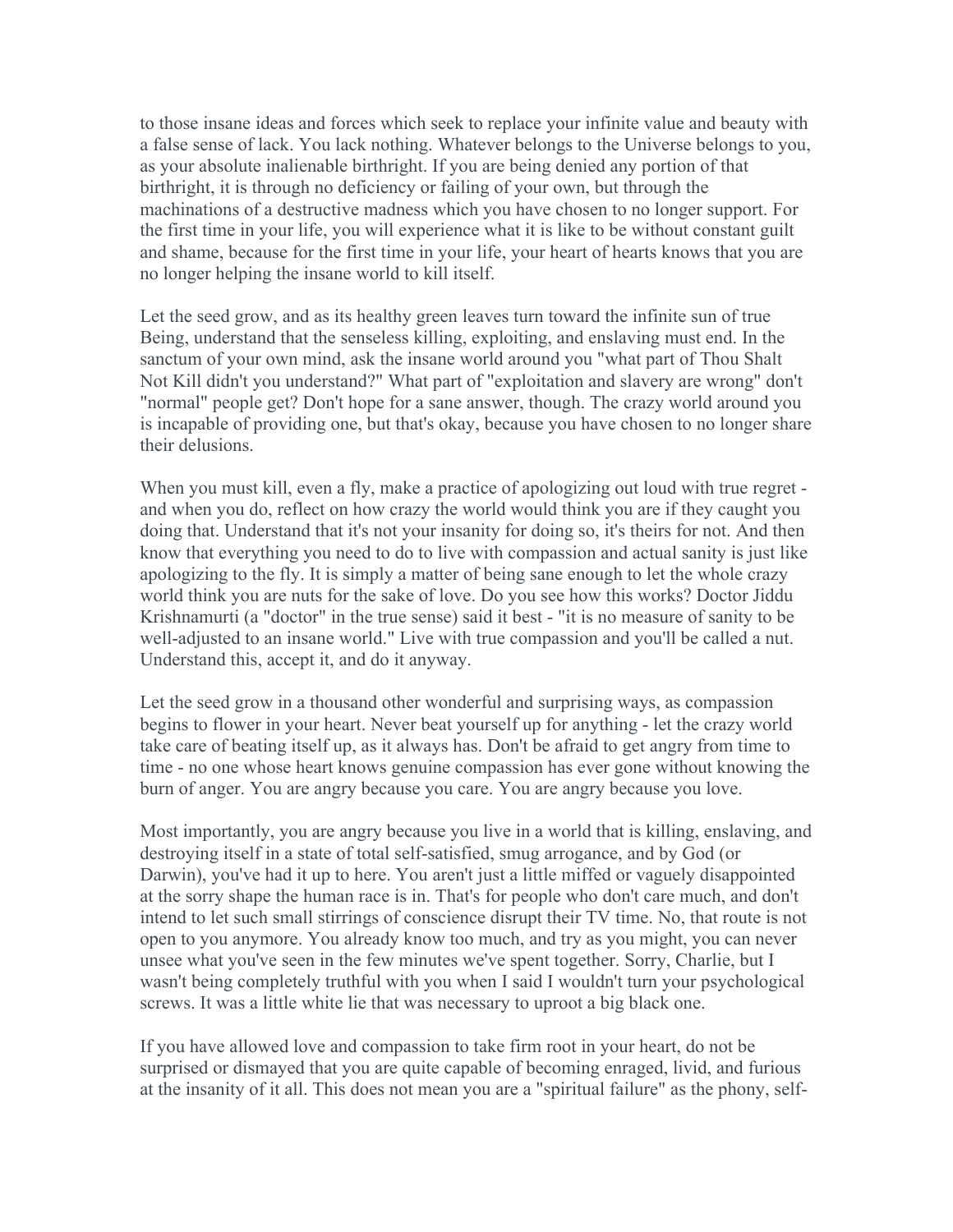to those insane ideas and forces which seek to replace your infinite value and beauty with a false sense of lack. You lack nothing. Whatever belongs to the Universe belongs to you, as your absolute inalienable birthright. If you are being denied any portion of that birthright, it is through no deficiency or failing of your own, but through the machinations of a destructive madness which you have chosen to no longer support. For the first time in your life, you will experience what it is like to be without constant guilt and shame, because for the first time in your life, your heart of hearts knows that you are no longer helping the insane world to kill itself.

Let the seed grow, and as its healthy green leaves turn toward the infinite sun of true Being, understand that the senseless killing, exploiting, and enslaving must end. In the sanctum of your own mind, ask the insane world around you "what part of Thou Shalt Not Kill didn't you understand?" What part of "exploitation and slavery are wrong" don't "normal" people get? Don't hope for a sane answer, though. The crazy world around you is incapable of providing one, but that's okay, because you have chosen to no longer share their delusions.

When you must kill, even a fly, make a practice of apologizing out loud with true regret - and when you do, reflect on how crazy the world would think you are if they caught you doing that. Understand that it's not your insanity for doing so, it's theirs for not. And then know that everything you need to do to live with compassion and actual sanity is just like apologizing to the fly. It is simply a matter of being sane enough to let the whole crazy world think you are nuts for the sake of love. Do you see how this works? Doctor Jiddu Krishnamurti (a "doctor" in the true sense) said it best - "it is no measure of sanity to be well-adjusted to an insane world." Live with true compassion and you'll be called a nut. Understand this, accept it, and do it anyway.

Let the seed grow in a thousand other wonderful and surprising ways, as compassion begins to flower in your heart. Never beat yourself up for anything - let the crazy world take care of beating itself up, as it always has. Don't be afraid to get angry from time to time - no one whose heart knows genuine compassion has ever gone without knowing the burn of anger. You are angry because you care. You are angry because you love.

Most importantly, you are angry because you live in a world that is killing, enslaving, and destroying itself in a state of total self-satisfied, smug arrogance, and by God (or Darwin), you've had it up to here. You aren't just a little miffed or vaguely disappointed at the sorry shape the human race is in. That's for people who don't care much, and don't intend to let such small stirrings of conscience disrupt their TV time. No, that route is not open to you anymore. You already know too much, and try as you might, you can never unsee what you've seen in the few minutes we've spent together. Sorry, Charlie, but I wasn't being completely truthful with you when I said I wouldn't turn your psychological screws. It was a little white lie that was necessary to uproot a big black one.

If you have allowed love and compassion to take firm root in your heart, do not be surprised or dismayed that you are quite capable of becoming enraged, livid, and furious at the insanity of it all. This does not mean you are a "spiritual failure" as the phony, self-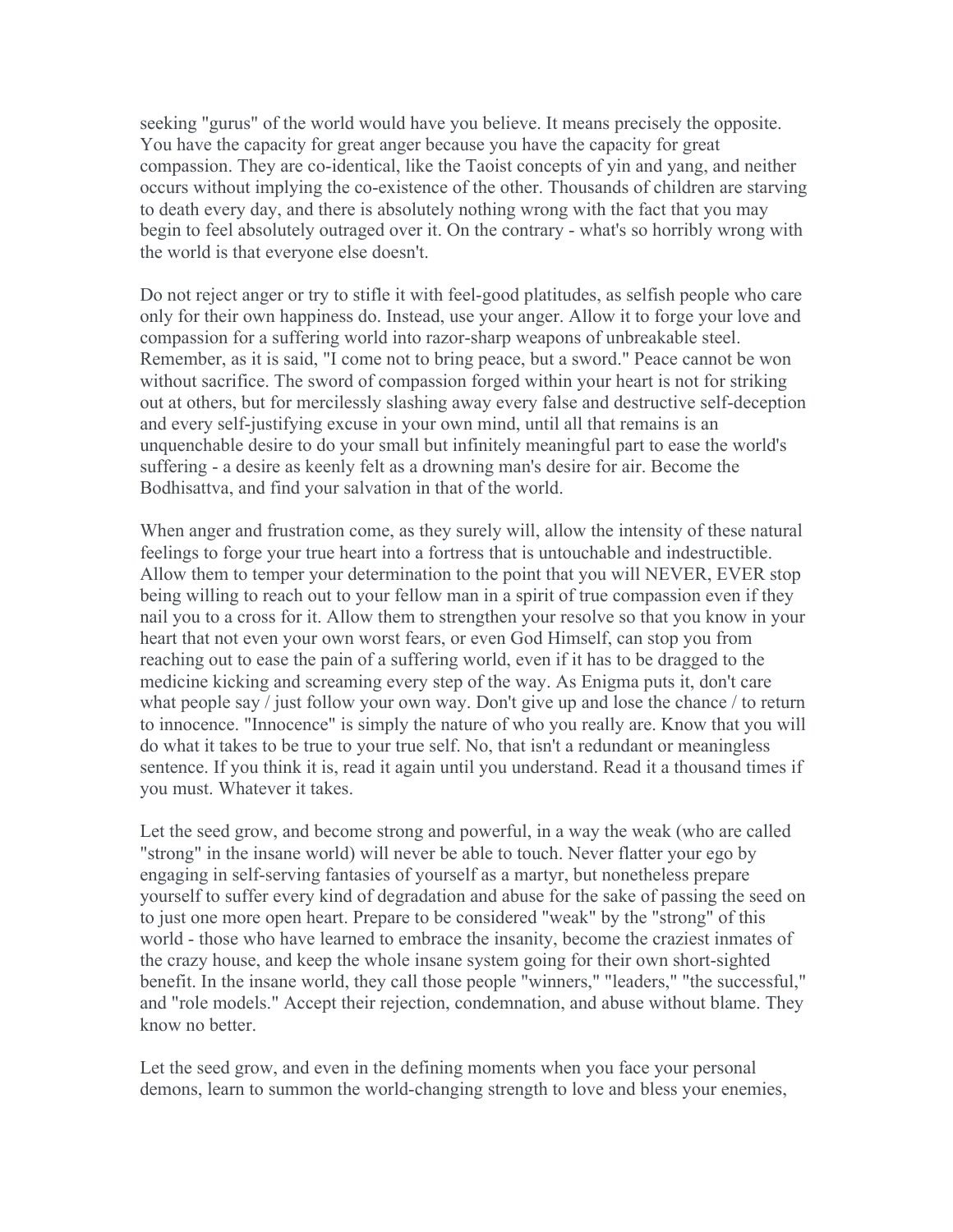seeking "gurus" of the world would have you believe. It means precisely the opposite. You have the capacity for great anger because you have the capacity for great compassion. They are co-identical, like the Taoist concepts of yin and yang, and neither occurs without implying the co-existence of the other. Thousands of children are starving to death every day, and there is absolutely nothing wrong with the fact that you may begin to feel absolutely outraged over it. On the contrary - what's so horribly wrong with the world is that everyone else doesn't.

Do not reject anger or try to stifle it with feel-good platitudes, as selfish people who care only for their own happiness do. Instead, use your anger. Allow it to forge your love and compassion for a suffering world into razor-sharp weapons of unbreakable steel. Remember, as it is said, "I come not to bring peace, but a sword." Peace cannot be won without sacrifice. The sword of compassion forged within your heart is not for striking out at others, but for mercilessly slashing away every false and destructive self-deception and every self-justifying excuse in your own mind, until all that remains is an unquenchable desire to do your small but infinitely meaningful part to ease the world's suffering - a desire as keenly felt as a drowning man's desire for air. Become the Bodhisattva, and find your salvation in that of the world.

When anger and frustration come, as they surely will, allow the intensity of these natural feelings to forge your true heart into a fortress that is untouchable and indestructible. Allow them to temper your determination to the point that you will NEVER, EVER stop being willing to reach out to your fellow man in a spirit of true compassion even if they nail you to a cross for it. Allow them to strengthen your resolve so that you know in your heart that not even your own worst fears, or even God Himself, can stop you from reaching out to ease the pain of a suffering world, even if it has to be dragged to the medicine kicking and screaming every step of the way. As Enigma puts it, don't care what people say / just follow your own way. Don't give up and lose the chance / to return to innocence. "Innocence" is simply the nature of who you really are. Know that you will do what it takes to be true to your true self. No, that isn't a redundant or meaningless sentence. If you think it is, read it again until you understand. Read it a thousand times if you must. Whatever it takes.

Let the seed grow, and become strong and powerful, in a way the weak (who are called "strong" in the insane world) will never be able to touch. Never flatter your ego by engaging in self-serving fantasies of yourself as a martyr, but nonetheless prepare yourself to suffer every kind of degradation and abuse for the sake of passing the seed on to just one more open heart. Prepare to be considered "weak" by the "strong" of this world - those who have learned to embrace the insanity, become the craziest inmates of the crazy house, and keep the whole insane system going for their own short-sighted benefit. In the insane world, they call those people "winners," "leaders," "the successful," and "role models." Accept their rejection, condemnation, and abuse without blame. They know no better.

Let the seed grow, and even in the defining moments when you face your personal demons, learn to summon the world-changing strength to love and bless your enemies,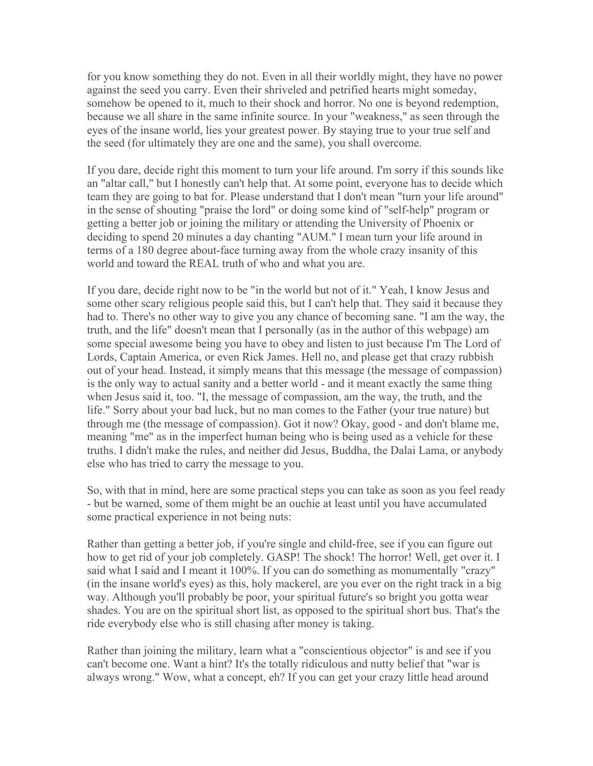for you know something they do not. Even in all their worldly might, they have no power against the seed you carry. Even their shriveled and petrified hearts might someday, somehow be opened to it, much to their shock and horror. No one is beyond redemption, because we all share in the same infinite source. In your "weakness," as seen through the eyes of the insane world, lies your greatest power. By staying true to your true self and the seed (for ultimately they are one and the same), you shall overcome.

If you dare, decide right this moment to turn your life around. I'm sorry if this sounds like an "altar call," but I honestly can't help that. At some point, everyone has to decide which team they are going to bat for. Please understand that I don't mean "turn your life around" in the sense of shouting "praise the lord" or doing some kind of "self-help" program or getting a better job or joining the military or attending the University of Phoenix or deciding to spend 20 minutes a day chanting "AUM." I mean turn your life around in terms of a 180 degree about-face turning away from the whole crazy insanity of this world and toward the REAL truth of who and what you are.

If you dare, decide right now to be "in the world but not of it." Yeah, I know Jesus and some other scary religious people said this, but I can't help that. They said it because they had to. There's no other way to give you any chance of becoming sane. "I am the way, the truth, and the life" doesn't mean that I personally (as in the author of this webpage) am some special awesome being you have to obey and listen to just because I'm The Lord of Lords, Captain America, or even Rick James. Hell no, and please get that crazy rubbish out of your head. Instead, it simply means that this message (the message of compassion) is the only way to actual sanity and a better world - and it meant exactly the same thing when Jesus said it, too. "I, the message of compassion, am the way, the truth, and the life." Sorry about your bad luck, but no man comes to the Father (your true nature) but through me (the message of compassion). Got it now? Okay, good - and don't blame me, meaning "me" as in the imperfect human being who is being used as a vehicle for these truths. I didn't make the rules, and neither did Jesus, Buddha, the Dalai Lama, or anybody else who has tried to carry the message to you.

So, with that in mind, here are some practical steps you can take as soon as you feel ready - but be warned, some of them might be an ouchie at least until you have accumulated some practical experience in not being nuts:

Rather than getting a better job, if you're single and child-free, see if you can figure out how to get rid of your job completely. GASP! The shock! The horror! Well, get over it. I said what I said and I meant it 100%. If you can do something as monumentally "crazy" (in the insane world's eyes) as this, holy mackerel, are you ever on the right track in a big way. Although you'll probably be poor, your spiritual future's so bright you gotta wear shades. You are on the spiritual short list, as opposed to the spiritual short bus. That's the ride everybody else who is still chasing after money is taking.

Rather than joining the military, learn what a "conscientious objector" is and see if you can't become one. Want a hint? It's the totally ridiculous and nutty belief that "war is always wrong." Wow, what a concept, eh? If you can get your crazy little head around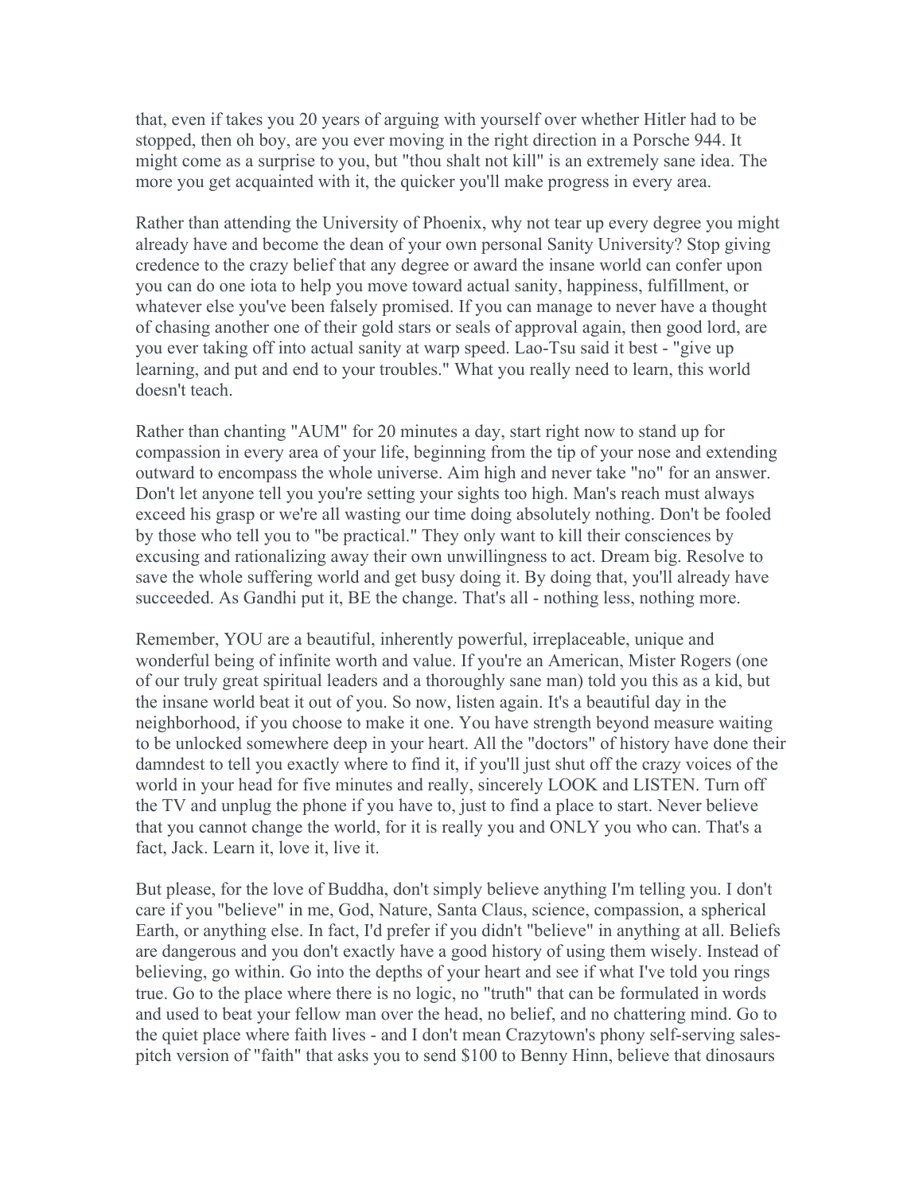that, even if takes you 20 years of arguing with yourself over whether Hitler had to be stopped, then oh boy, are you ever moving in the right direction in a Porsche 944. It might come as a surprise to you, but "thou shalt not kill" is an extremely sane idea. The more you get acquainted with it, the quicker you'll make progress in every area.

Rather than attending the University of Phoenix, why not tear up every degree you might already have and become the dean of your own personal Sanity University? Stop giving credence to the crazy belief that any degree or award the insane world can confer upon you can do one iota to help you move toward actual sanity, happiness, fulfillment, or whatever else you've been falsely promised. If you can manage to never have a thought of chasing another one of their gold stars or seals of approval again, then good lord, are you ever taking off into actual sanity at warp speed. Lao-Tsu said it best - "give up learning, and put and end to your troubles." What you really need to learn, this world doesn't teach.

Rather than chanting "AUM" for 20 minutes a day, start right now to stand up for compassion in every area of your life, beginning from the tip of your nose and extending outward to encompass the whole universe. Aim high and never take "no" for an answer. Don't let anyone tell you you're setting your sights too high. Man's reach must always exceed his grasp or we're all wasting our time doing absolutely nothing. Don't be fooled by those who tell you to "be practical." They only want to kill their consciences by excusing and rationalizing away their own unwillingness to act. Dream big. Resolve to save the whole suffering world and get busy doing it. By doing that, you'll already have succeeded. As Gandhi put it, BE the change. That's all - nothing less, nothing more.

Remember, YOU are a beautiful, inherently powerful, irreplaceable, unique and wonderful being of infinite worth and value. If you're an American, Mister Rogers (one of our truly great spiritual leaders and a thoroughly sane man) told you this as a kid, but the insane world beat it out of you. So now, listen again. It's a beautiful day in the neighborhood, if you choose to make it one. You have strength beyond measure waiting to be unlocked somewhere deep in your heart. All the "doctors" of history have done their damndest to tell you exactly where to find it, if you'll just shut off the crazy voices of the world in your head for five minutes and really, sincerely LOOK and LISTEN. Turn off the TV and unplug the phone if you have to, just to find a place to start. Never believe that you cannot change the world, for it is really you and ONLY you who can. That's a fact, Jack. Learn it, love it, live it.

But please, for the love of Buddha, don't simply believe anything I'm telling you. I don't care if you "believe" in me, God, Nature, Santa Claus, science, compassion, a spherical Earth, or anything else. In fact, I'd prefer if you didn't "believe" in anything at all. Beliefs are dangerous and you don't exactly have a good history of using them wisely. Instead of believing, go within. Go into the depths of your heart and see if what I've told you rings true. Go to the place where there is no logic, no "truth" that can be formulated in words and used to beat your fellow man over the head, no belief, and no chattering mind. Go to the quiet place where faith lives - and I don't mean Crazytown's phony self-serving sales-pitch version of "faith" that asks you to send $100 to Benny Hinn, believe that dinosaurs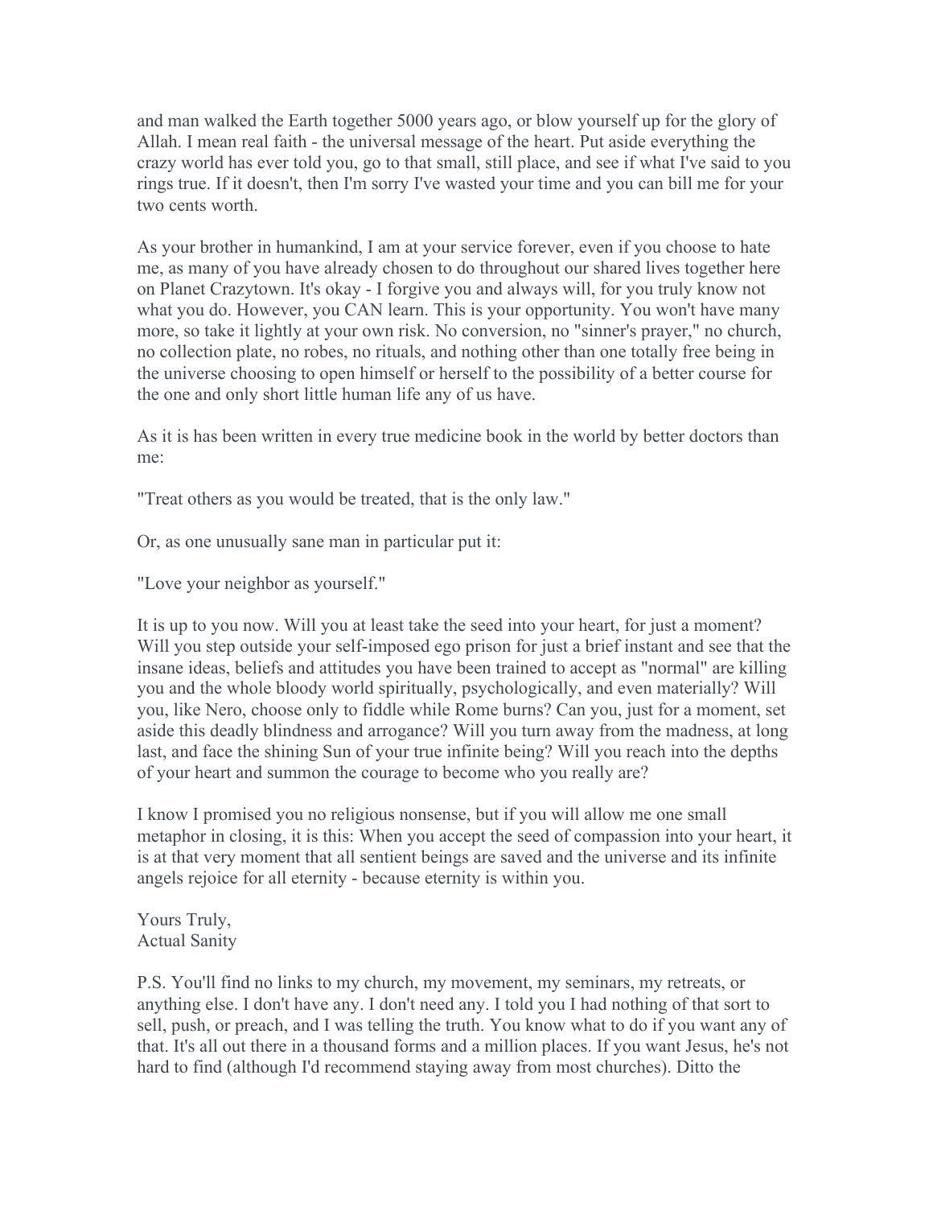and man walked the Earth together 5000 years ago, or blow yourself up for the glory of Allah. I mean real faith - the universal message of the heart. Put aside everything the crazy world has ever told you, go to that small, still place, and see if what I've said to you rings true. If it doesn't, then I'm sorry I've wasted your time and you can bill me for your two cents worth.

As your brother in humankind, I am at your service forever, even if you choose to hate me, as many of you have already chosen to do throughout our shared lives together here on Planet Crazytown. It's okay - I forgive you and always will, for you truly know not what you do. However, you CAN learn. This is your opportunity. You won't have many more, so take it lightly at your own risk. No conversion, no "sinner's prayer," no church, no collection plate, no robes, no rituals, and nothing other than one totally free being in the universe choosing to open himself or herself to the possibility of a better course for the one and only short little human life any of us have.

As it is has been written in every true medicine book in the world by better doctors than me:

"Treat others as you would be treated, that is the only law."

Or, as one unusually sane man in particular put it:

"Love your neighbor as yourself."

It is up to you now. Will you at least take the seed into your heart, for just a moment? Will you step outside your self-imposed ego prison for just a brief instant and see that the insane ideas, beliefs and attitudes you have been trained to accept as "normal" are killing you and the whole bloody world spiritually, psychologically, and even materially? Will you, like Nero, choose only to fiddle while Rome burns? Can you, just for a moment, set aside this deadly blindness and arrogance? Will you turn away from the madness, at long last, and face the shining Sun of your true infinite being? Will you reach into the depths of your heart and summon the courage to become who you really are?

I know I promised you no religious nonsense, but if you will allow me one small metaphor in closing, it is this: When you accept the seed of compassion into your heart, it is at that very moment that all sentient beings are saved and the universe and its infinite angels rejoice for all eternity - because eternity is within you.

Yours Truly,
Actual Sanity

P.S. You'll find no links to my church, my movement, my seminars, my retreats, or anything else. I don't have any. I don't need any. I told you I had nothing of that sort to sell, push, or preach, and I was telling the truth. You know what to do if you want any of that. It's all out there in a thousand forms and a million places. If you want Jesus, he's not hard to find (although I'd recommend staying away from most churches). Ditto the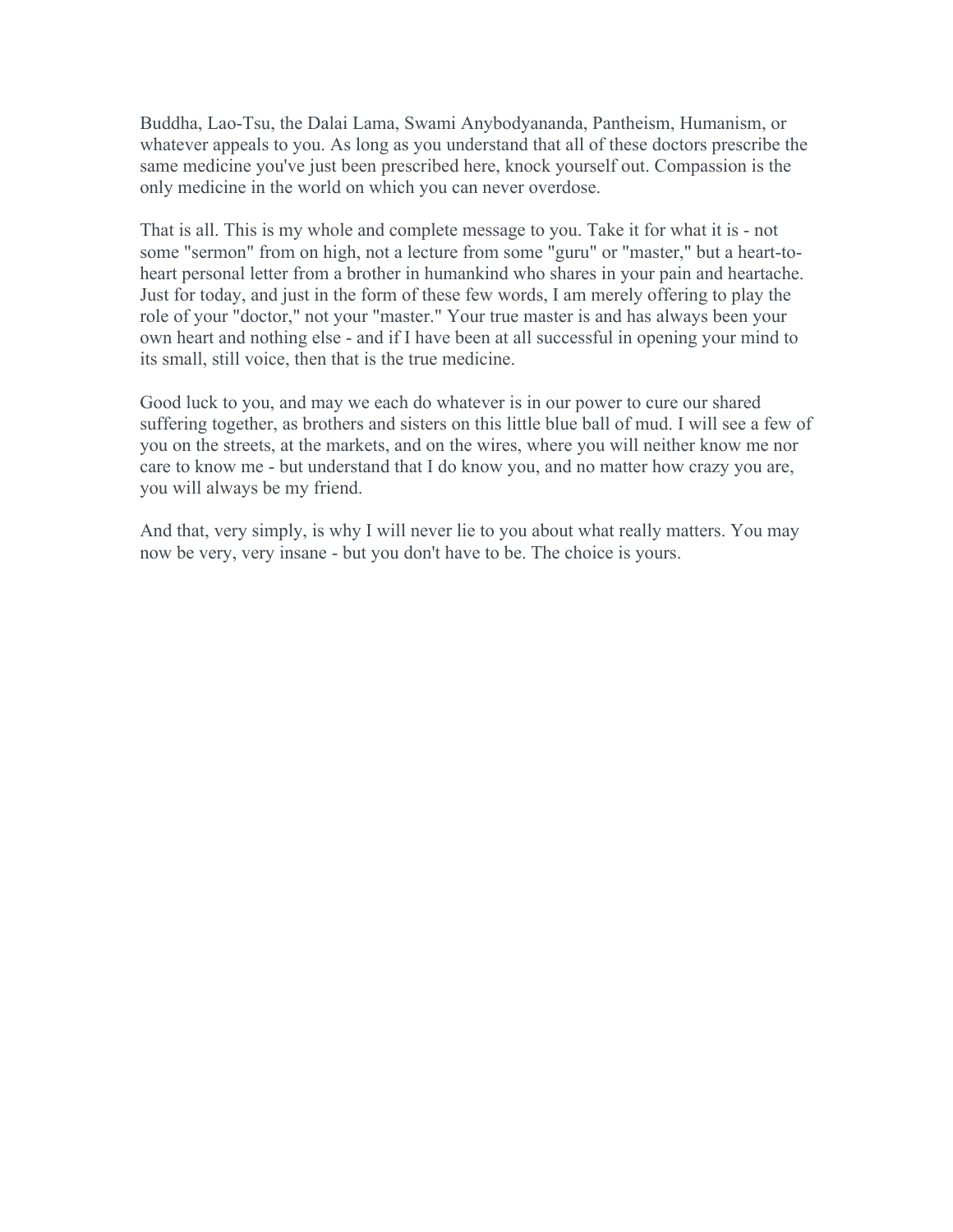Buddha, Lao-Tsu, the Dalai Lama, Swami Anybodyananda, Pantheism, Humanism, or whatever appeals to you. As long as you understand that all of these doctors prescribe the same medicine you've just been prescribed here, knock yourself out. Compassion is the only medicine in the world on which you can never overdose.

That is all. This is my whole and complete message to you. Take it for what it is - not some "sermon" from on high, not a lecture from some "guru" or "master," but a heart-to-heart personal letter from a brother in humankind who shares in your pain and heartache. Just for today, and just in the form of these few words, I am merely offering to play the role of your "doctor," not your "master." Your true master is and has always been your own heart and nothing else - and if I have been at all successful in opening your mind to its small, still voice, then that is the true medicine.

Good luck to you, and may we each do whatever is in our power to cure our shared suffering together, as brothers and sisters on this little blue ball of mud. I will see a few of you on the streets, at the markets, and on the wires, where you will neither know me nor care to know me - but understand that I do know you, and no matter how crazy you are, you will always be my friend.

And that, very simply, is why I will never lie to you about what really matters. You may now be very, very insane - but you don't have to be. The choice is yours.